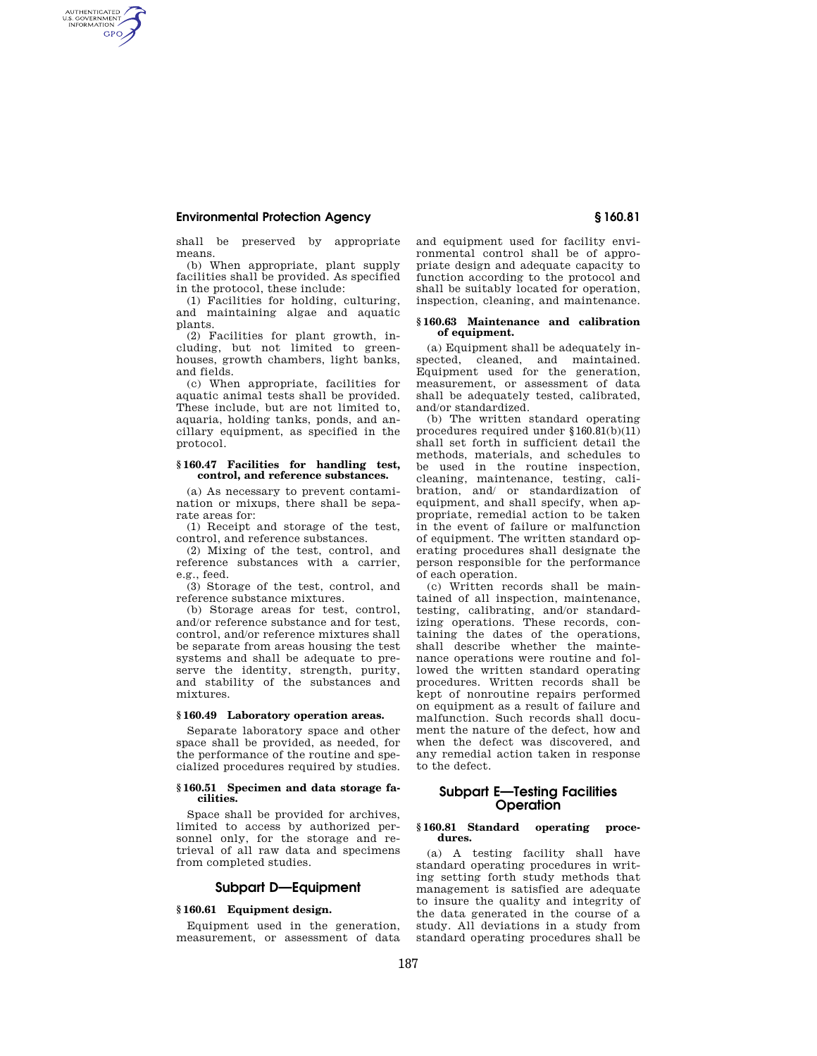shall be preserved by appropriate means.

(b) When appropriate, plant supply facilities shall be provided. As specified in the protocol, these include:

(1) Facilities for holding, culturing, and maintaining algae and aquatic plants.

(2) Facilities for plant growth, including, but not limited to greenhouses, growth chambers, light banks, and fields.

(c) When appropriate, facilities for aquatic animal tests shall be provided. These include, but are not limited to, aquaria, holding tanks, ponds, and ancillary equipment, as specified in the protocol.

#### § 160.47 Facilities for handling test, control, and reference substances.

(a) As necessary to prevent contamination or mixups, there shall be separate areas for:

(1) Receipt and storage of the test, control, and reference substances.

(2) Mixing of the test, control, and reference substances with a carrier, e.g., feed.

(3) Storage of the test, control, and reference substance mixtures.

(b) Storage areas for test, control, and/or reference substance and for test, control, and/or reference mixtures shall be separate from areas housing the test systems and shall be adequate to preserve the identity, strength, purity, and stability of the substances and mixtures.

#### § 160.49 Laboratory operation areas.

Separate laboratory space and other space shall be provided, as needed, for the performance of the routine and specialized procedures required by studies.

#### § 160.51 Specimen and data storage facilities.

Space shall be provided for archives, limited to access by authorized personnel only, for the storage and retrieval of all raw data and specimens from completed studies.

## Subpart D—Equipment

#### § 160.61 Equipment design.

Equipment used in the generation, measurement, or assessment of data and equipment used for facility environmental control shall be of appropriate design and adequate capacity to function according to the protocol and shall be suitably located for operation, inspection, cleaning, and maintenance.

#### § 160.63 Maintenance and calibration of equipment.

(a) Equipment shall be adequately inspected, cleaned, and maintained. Equipment used for the generation, measurement, or assessment of data shall be adequately tested, calibrated, and/or standardized.

(b) The written standard operating procedures required under §160.81(b)(11) shall set forth in sufficient detail the methods, materials, and schedules to be used in the routine inspection, cleaning, maintenance, testing, calibration, and/ or standardization of equipment, and shall specify, when appropriate, remedial action to be taken in the event of failure or malfunction of equipment. The written standard operating procedures shall designate the person responsible for the performance of each operation.

(c) Written records shall be maintained of all inspection, maintenance, testing, calibrating, and/or standardizing operations. These records, containing the dates of the operations, shall describe whether the maintenance operations were routine and followed the written standard operating procedures. Written records shall be kept of nonroutine repairs performed on equipment as a result of failure and malfunction. Such records shall document the nature of the defect, how and when the defect was discovered, and any remedial action taken in response to the defect.

## Subpart E—Testing Facilities Operation

#### § 160.81 Standard operating procedures.

(a) A testing facility shall have standard operating procedures in writing setting forth study methods that management is satisfied are adequate to insure the quality and integrity of the data generated in the course of a study. All deviations in a study from standard operating procedures shall be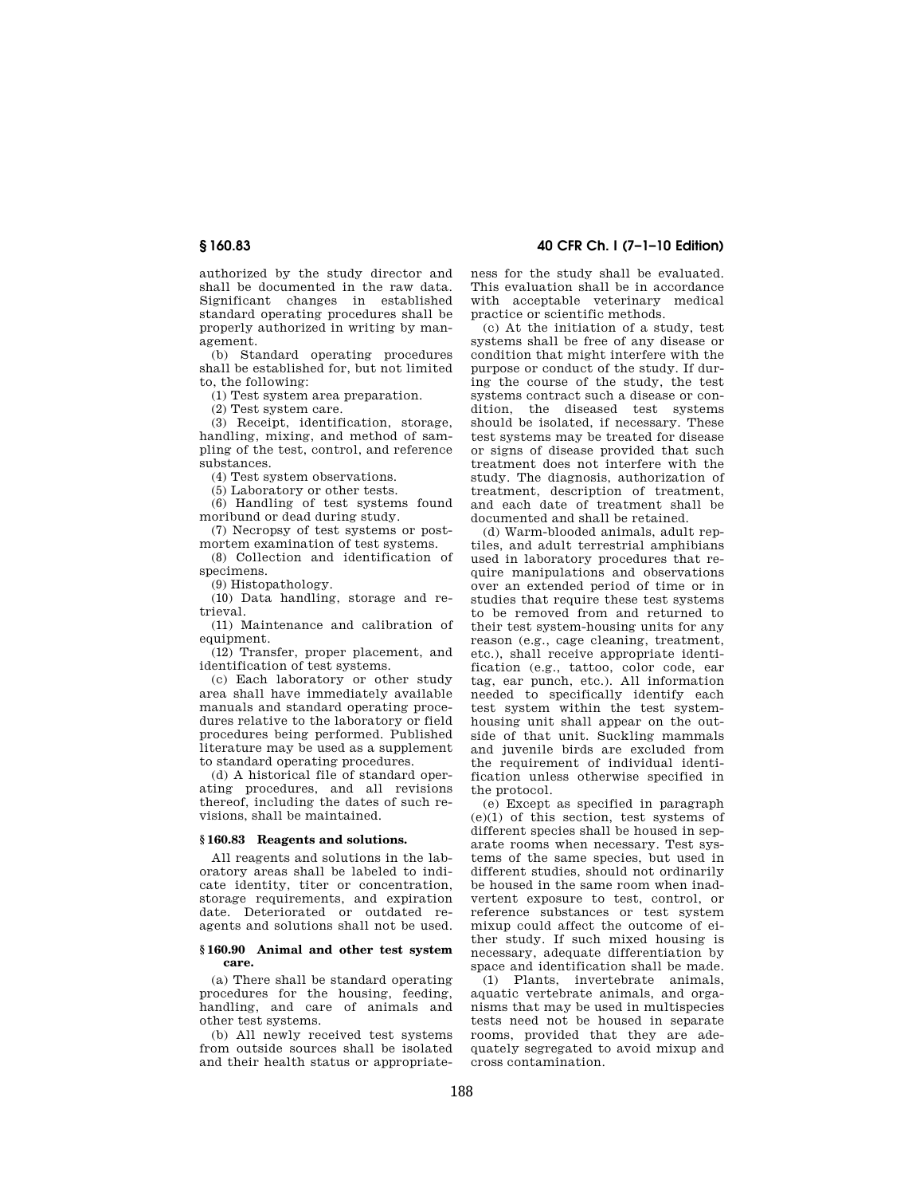authorized by the study director and shall be documented in the raw data. Significant changes in established standard operating procedures shall be properly authorized in writing by management.

(b) Standard operating procedures shall be established for, but not limited to, the following:

(1) Test system area preparation.

(2) Test system care.

(3) Receipt, identification, storage, handling, mixing, and method of sampling of the test, control, and reference substances.

(4) Test system observations.

(5) Laboratory or other tests.

(6) Handling of test systems found moribund or dead during study.

(7) Necropsy of test systems or postmortem examination of test systems.

(8) Collection and identification of specimens.

(9) Histopathology.

(10) Data handling, storage and retrieval.

(11) Maintenance and calibration of equipment.

(12) Transfer, proper placement, and identification of test systems.

(c) Each laboratory or other study area shall have immediately available manuals and standard operating procedures relative to the laboratory or field procedures being performed. Published literature may be used as a supplement to standard operating procedures.

(d) A historical file of standard operating procedures, and all revisions thereof, including the dates of such revisions, shall be maintained.

### § 160.83 Reagents and solutions.

All reagents and solutions in the laboratory areas shall be labeled to indicate identity, titer or concentration, storage requirements, and expiration date. Deteriorated or outdated reagents and solutions shall not be used.

### § 160.90 Animal and other test system care.

(a) There shall be standard operating procedures for the housing, feeding, handling, and care of animals and other test systems.

(b) All newly received test systems from outside sources shall be isolated and their health status or appropriateness for the study shall be evaluated. This evaluation shall be in accordance with acceptable veterinary medical practice or scientific methods.

(c) At the initiation of a study, test systems shall be free of any disease or condition that might interfere with the purpose or conduct of the study. If during the course of the study, the test systems contract such a disease or condition, the diseased test systems should be isolated, if necessary. These test systems may be treated for disease or signs of disease provided that such treatment does not interfere with the study. The diagnosis, authorization of treatment, description of treatment, and each date of treatment shall be documented and shall be retained.

(d) Warm-blooded animals, adult reptiles, and adult terrestrial amphibians used in laboratory procedures that require manipulations and observations over an extended period of time or in studies that require these test systems to be removed from and returned to their test system-housing units for any reason (e.g., cage cleaning, treatment, etc.), shall receive appropriate identification (e.g., tattoo, color code, ear tag, ear punch, etc.). All information needed to specifically identify each test system within the test system-housing unit shall appear on the outside of that unit. Suckling mammals and juvenile birds are excluded from the requirement of individual identification unless otherwise specified in the protocol.

(e) Except as specified in paragraph (e)(1) of this section, test systems of different species shall be housed in separate rooms when necessary. Test systems of the same species, but used in different studies, should not ordinarily be housed in the same room when inadvertent exposure to test, control, or reference substances or test system mixup could affect the outcome of either study. If such mixed housing is necessary, adequate differentiation by space and identification shall be made.

(1) Plants, invertebrate animals, aquatic vertebrate animals, and organisms that may be used in multispecies tests need not be housed in separate rooms, provided that they are adequately segregated to avoid mixup and cross contamination.